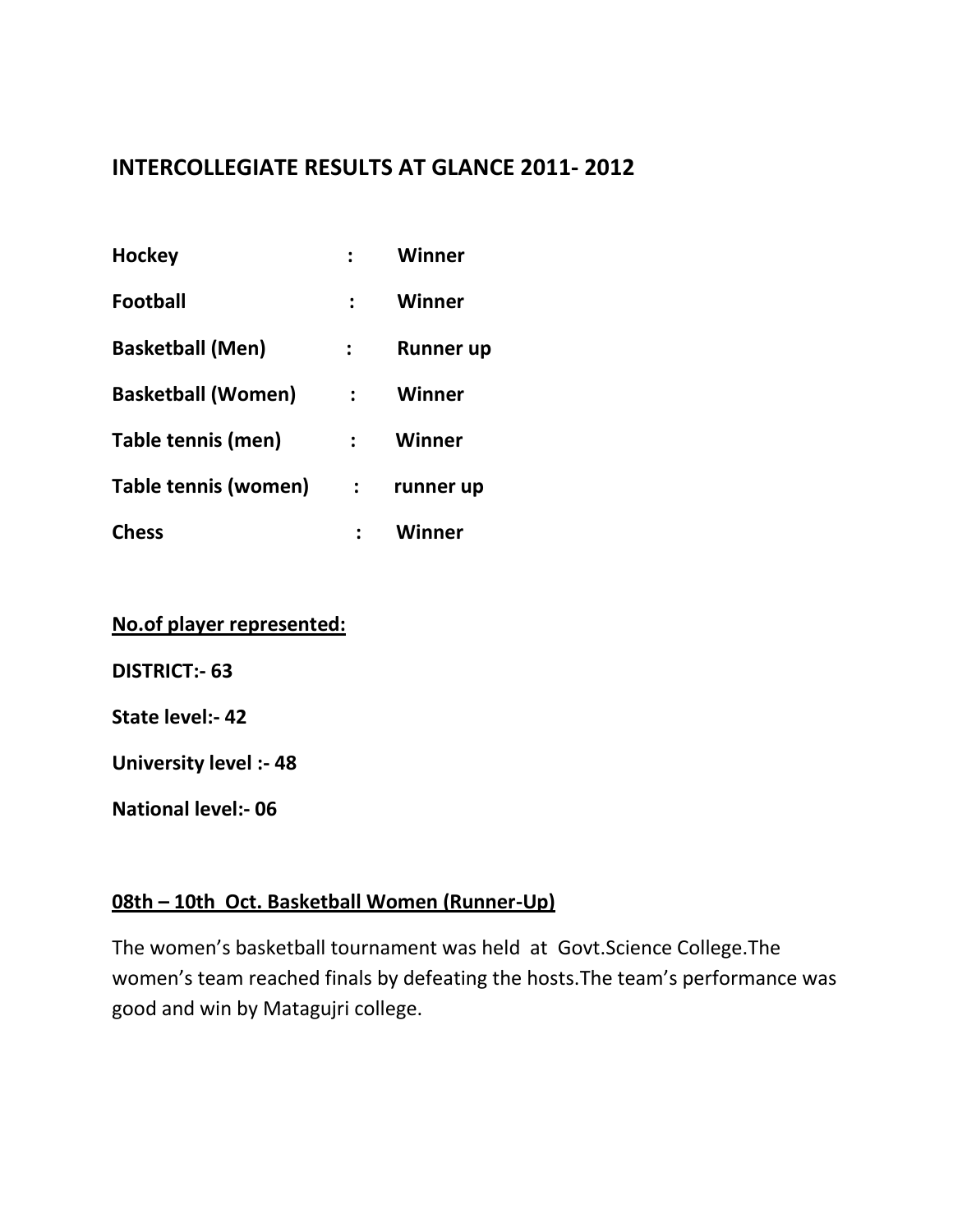## INTERCOLLEGIATE RESULTS AT GLANCE 2011- 2012

| | | |
|---|---|---|
| **Hockey** | **:** | **Winner** |
| **Football** | **:** | **Winner** |
| **Basketball (Men)** | **:** | **Runner up** |
| **Basketball (Women)** | **:** | **Winner** |
| **Table tennis (men)** | **:** | **Winner** |
| **Table tennis (women)** | **:** | **runner up** |
| **Chess** | **:** | **Winner** |

**<u>No.of player represented:</u>**

**DISTRICT:- 63**

**State level:- 42**

**University level :- 48**

**National level:- 06**

**<u>08th – 10th Oct. Basketball Women (Runner-Up)</u>**

The women's basketball tournament was held at Govt.Science College.The women's team reached finals by defeating the hosts.The team's performance was good and win by Matagujri college.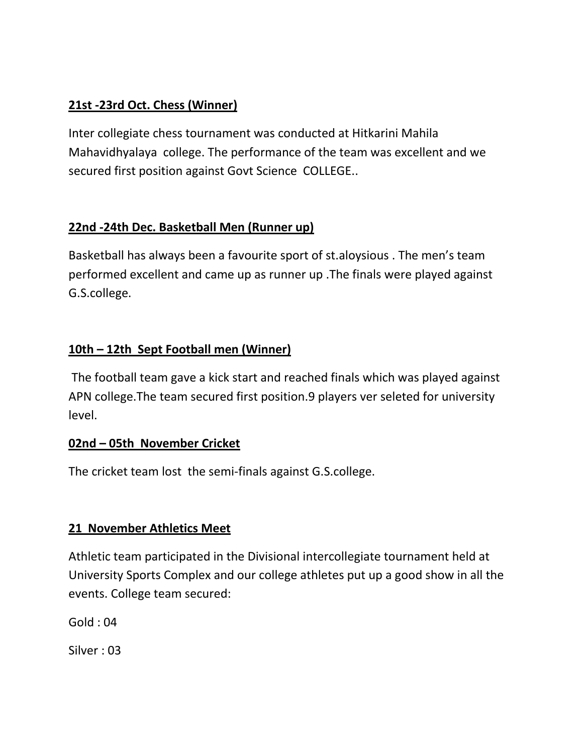**21st -23rd Oct. Chess (Winner)**

Inter collegiate chess tournament was conducted at Hitkarini Mahila Mahavidhyalaya college. The performance of the team was excellent and we secured first position against Govt Science COLLEGE..

**22nd -24th Dec. Basketball Men (Runner up)**

Basketball has always been a favourite sport of st.aloysious . The men's team performed excellent and came up as runner up .The finals were played against G.S.college.

**10th – 12th Sept Football men (Winner)**

The football team gave a kick start and reached finals which was played against APN college.The team secured first position.9 players ver seleted for university level.

**02nd – 05th November Cricket**

The cricket team lost the semi-finals against G.S.college.

**21 November Athletics Meet**

Athletic team participated in the Divisional intercollegiate tournament held at University Sports Complex and our college athletes put up a good show in all the events. College team secured:

Gold : 04

Silver : 03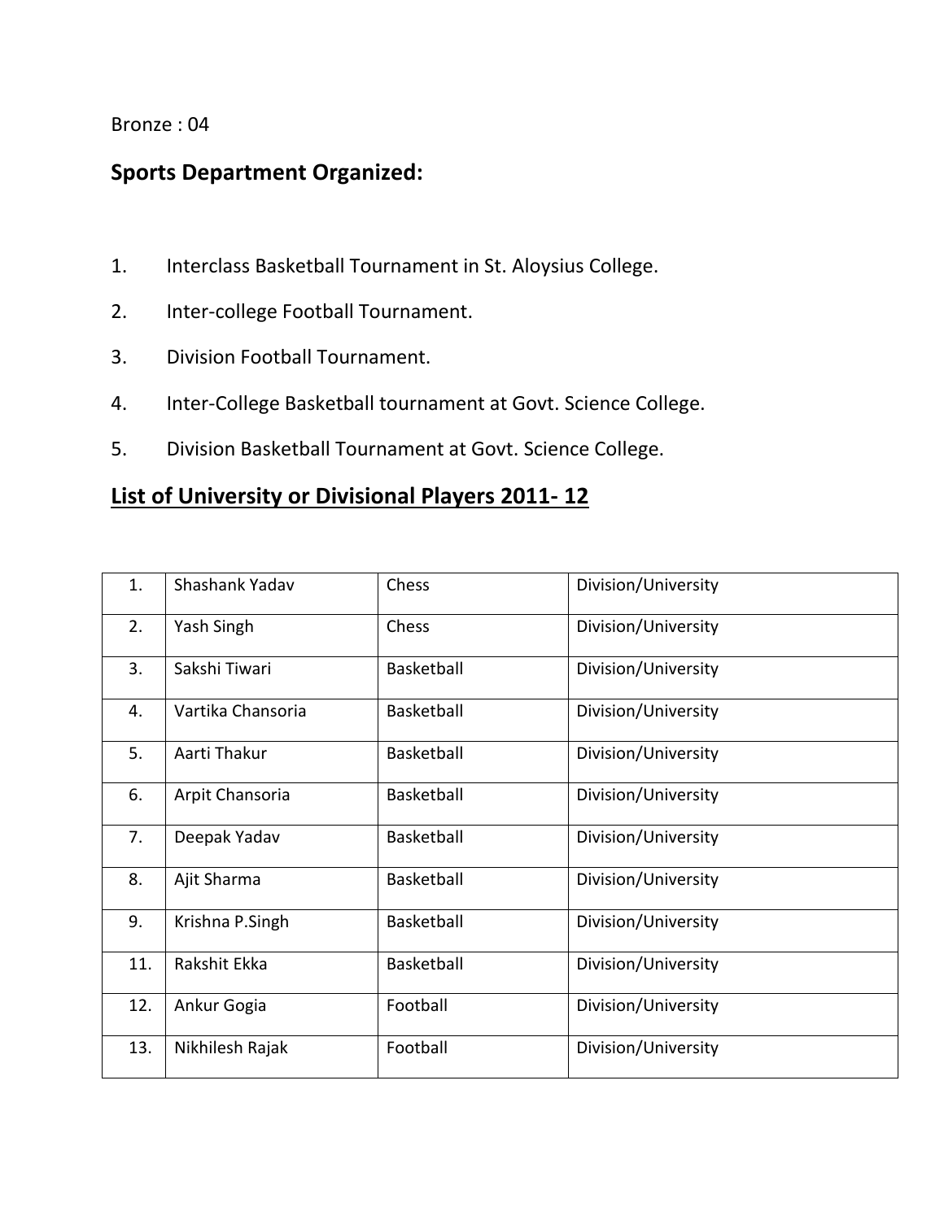Bronze : 04

## Sports Department Organized:

1. Interclass Basketball Tournament in St. Aloysius College.
2. Inter-college Football Tournament.
3. Division Football Tournament.
4. Inter-College Basketball tournament at Govt. Science College.
5. Division Basketball Tournament at Govt. Science College.

## List of University or Divisional Players 2011- 12

| | | | |
|---|---|---|---|
| 1. | Shashank Yadav | Chess | Division/University |
| 2. | Yash Singh | Chess | Division/University |
| 3. | Sakshi Tiwari | Basketball | Division/University |
| 4. | Vartika Chansoria | Basketball | Division/University |
| 5. | Aarti Thakur | Basketball | Division/University |
| 6. | Arpit Chansoria | Basketball | Division/University |
| 7. | Deepak Yadav | Basketball | Division/University |
| 8. | Ajit Sharma | Basketball | Division/University |
| 9. | Krishna P.Singh | Basketball | Division/University |
| 11. | Rakshit Ekka | Basketball | Division/University |
| 12. | Ankur Gogia | Football | Division/University |
| 13. | Nikhilesh Rajak | Football | Division/University |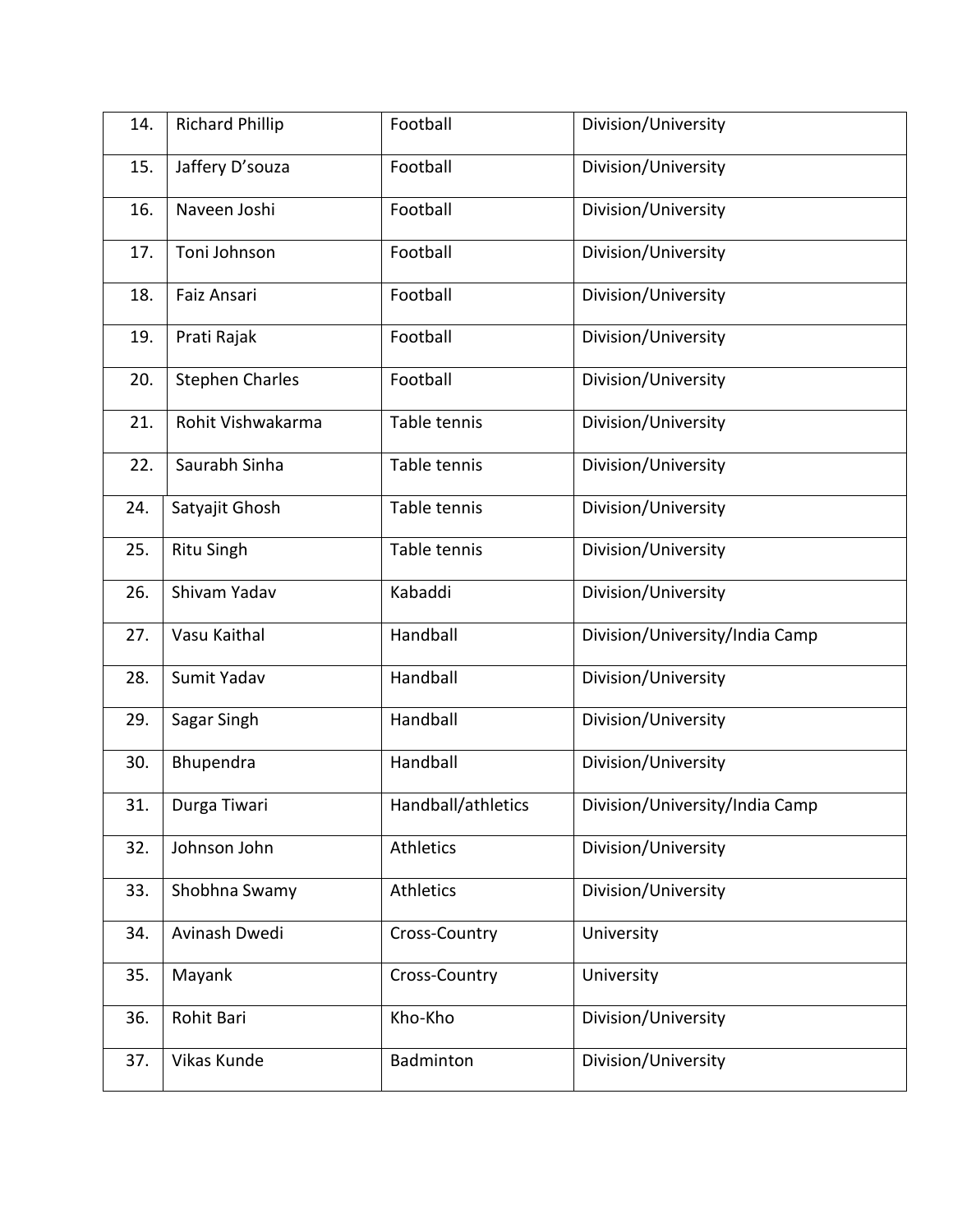| 14. | Richard Phillip | Football | Division/University |
|---|---|---|---|
| 15. | Jaffery D'souza | Football | Division/University |
| 16. | Naveen Joshi | Football | Division/University |
| 17. | Toni Johnson | Football | Division/University |
| 18. | Faiz Ansari | Football | Division/University |
| 19. | Prati Rajak | Football | Division/University |
| 20. | Stephen Charles | Football | Division/University |
| 21. | Rohit Vishwakarma | Table tennis | Division/University |
| 22. | Saurabh Sinha | Table tennis | Division/University |
| 24. | Satyajit Ghosh | Table tennis | Division/University |
| 25. | Ritu Singh | Table tennis | Division/University |
| 26. | Shivam Yadav | Kabaddi | Division/University |
| 27. | Vasu Kaithal | Handball | Division/University/India Camp |
| 28. | Sumit Yadav | Handball | Division/University |
| 29. | Sagar Singh | Handball | Division/University |
| 30. | Bhupendra | Handball | Division/University |
| 31. | Durga Tiwari | Handball/athletics | Division/University/India Camp |
| 32. | Johnson John | Athletics | Division/University |
| 33. | Shobhna Swamy | Athletics | Division/University |
| 34. | Avinash Dwedi | Cross-Country | University |
| 35. | Mayank | Cross-Country | University |
| 36. | Rohit Bari | Kho-Kho | Division/University |
| 37. | Vikas Kunde | Badminton | Division/University |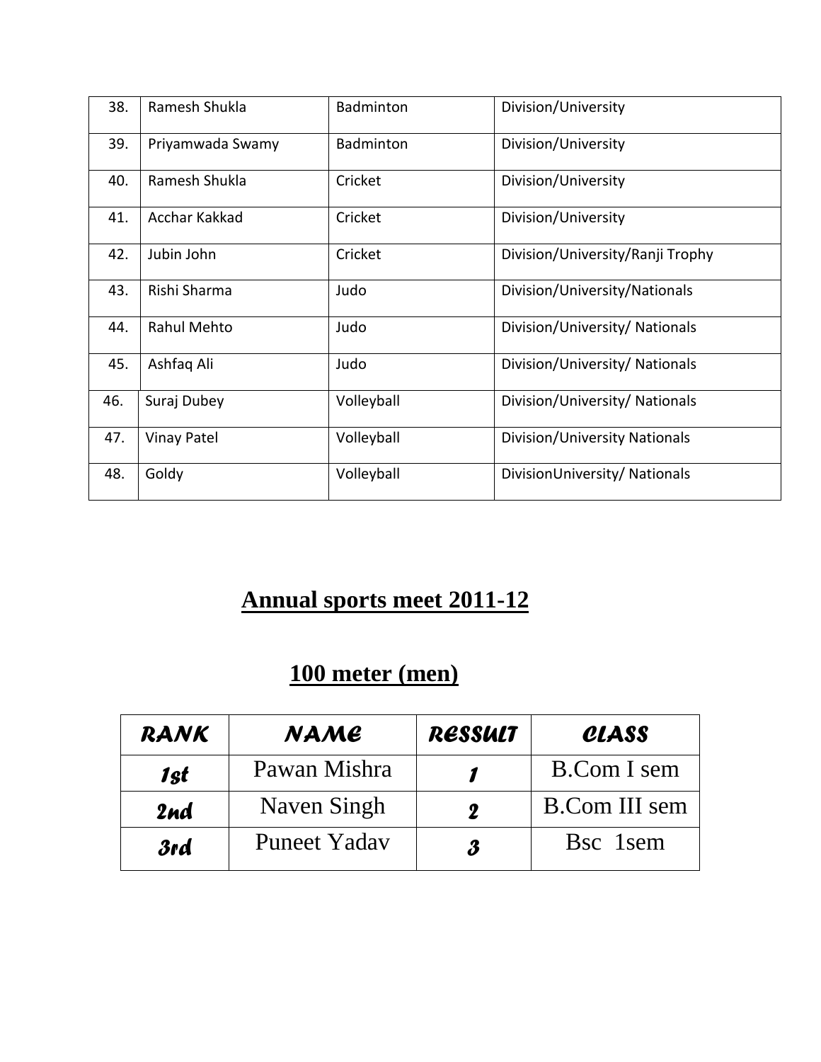| | | | |
|---|---|---|---|
| 38. | Ramesh Shukla | Badminton | Division/University |
| 39. | Priyamwada Swamy | Badminton | Division/University |
| 40. | Ramesh Shukla | Cricket | Division/University |
| 41. | Acchar Kakkad | Cricket | Division/University |
| 42. | Jubin John | Cricket | Division/University/Ranji Trophy |
| 43. | Rishi Sharma | Judo | Division/University/Nationals |
| 44. | Rahul Mehto | Judo | Division/University/ Nationals |
| 45. | Ashfaq Ali | Judo | Division/University/ Nationals |
| 46. | Suraj Dubey | Volleyball | Division/University/ Nationals |
| 47. | Vinay Patel | Volleyball | Division/University Nationals |
| 48. | Goldy | Volleyball | DivisionUniversity/ Nationals |

# Annual sports meet 2011-12

## 100 meter (men)

| RANK | NAME | RESSULT | CLASS |
|---|---|---|---|
| 1st | Pawan Mishra | 1 | B.Com I sem |
| 2nd | Naven Singh | 2 | B.Com III sem |
| 3rd | Puneet Yadav | 3 | Bsc 1sem |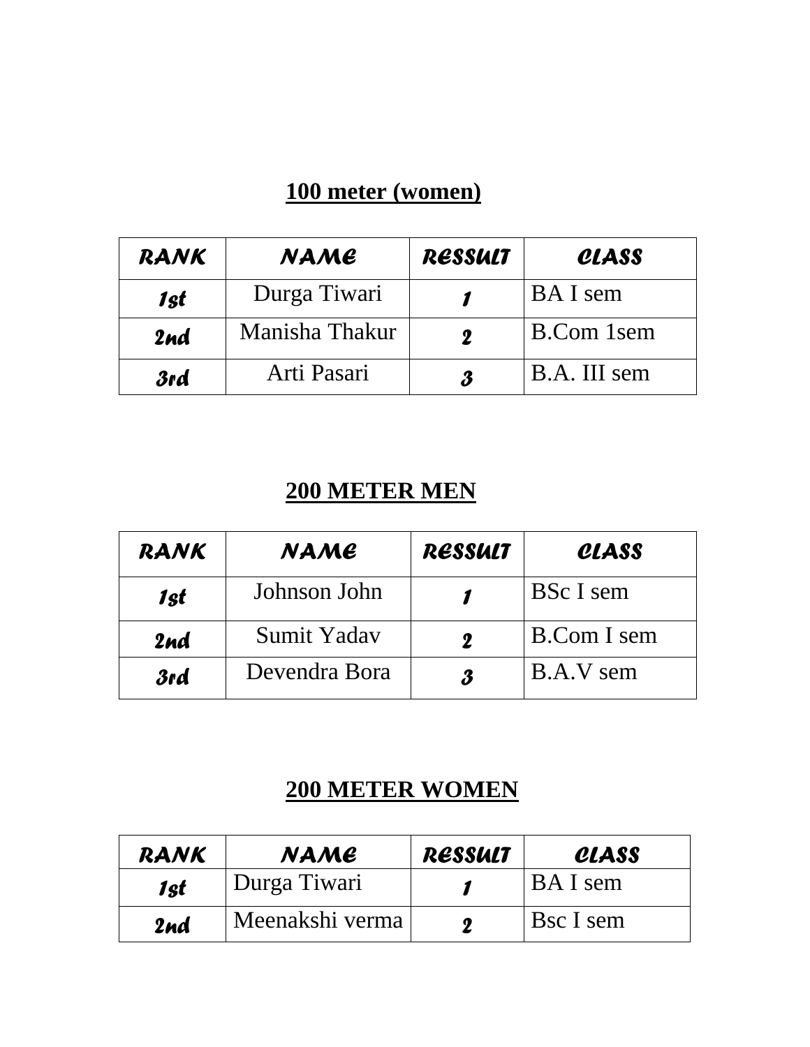## 100 meter (women)

| RANK | NAME | RESSULT | CLASS |
| --- | --- | --- | --- |
| 1st | Durga Tiwari | 1 | BA I sem |
| 2nd | Manisha Thakur | 2 | B.Com 1sem |
| 3rd | Arti Pasari | 3 | B.A. III sem |

## 200 METER MEN

| RANK | NAME | RESSULT | CLASS |
| --- | --- | --- | --- |
| 1st | Johnson John | 1 | BSc I sem |
| 2nd | Sumit Yadav | 2 | B.Com I sem |
| 3rd | Devendra Bora | 3 | B.A.V sem |

## 200 METER WOMEN

| RANK | NAME | RESSULT | CLASS |
| --- | --- | --- | --- |
| 1st | Durga Tiwari | 1 | BA I sem |
| 2nd | Meenakshi verma | 2 | Bsc I sem |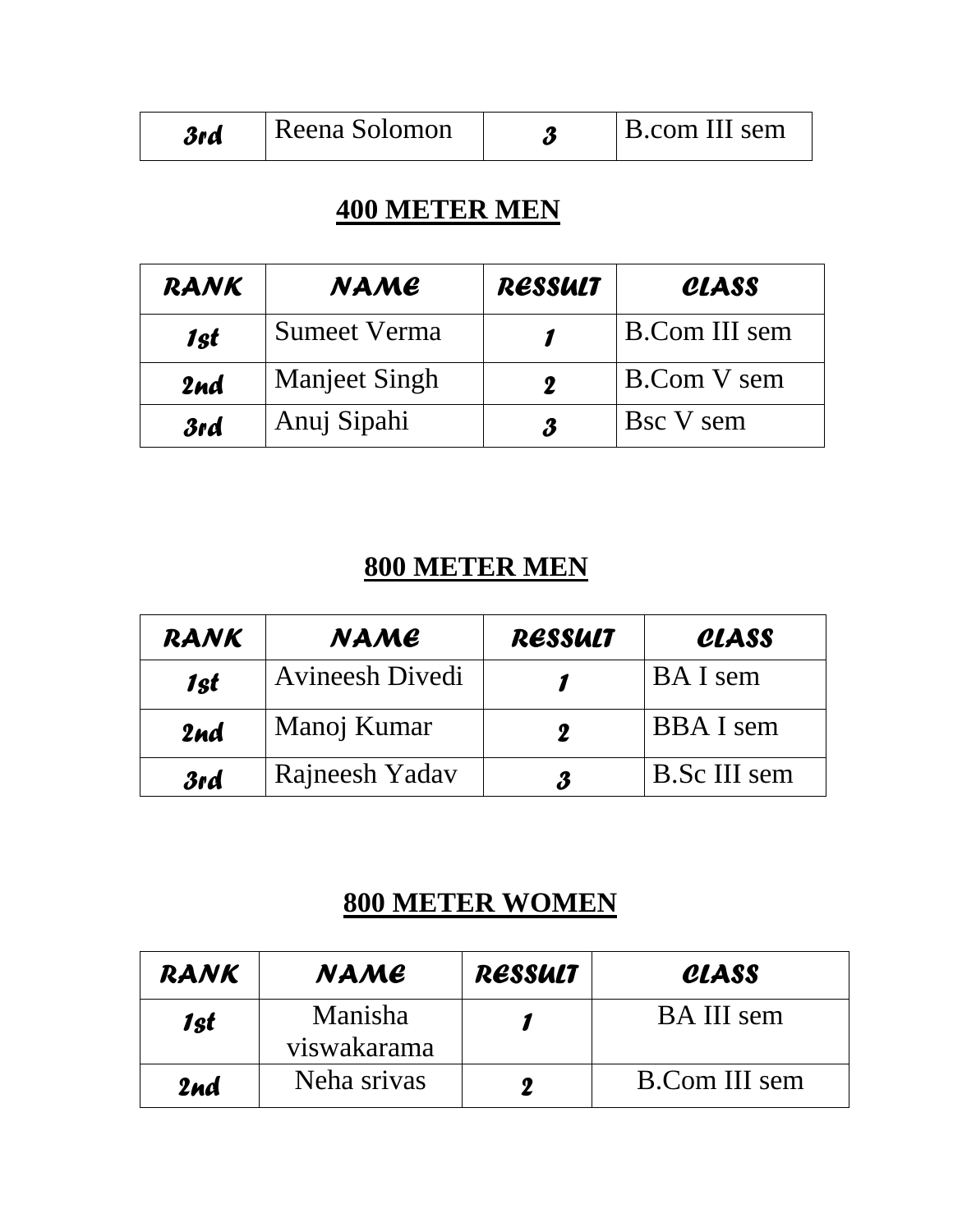| 3rd | Reena Solomon | 3 | B.com III sem |
|---|---|---|---|

## 400 METER MEN

| RANK | NAME | RESSULT | CLASS |
|---|---|---|---|
| 1st | Sumeet Verma | 1 | B.Com III sem |
| 2nd | Manjeet Singh | 2 | B.Com V sem |
| 3rd | Anuj Sipahi | 3 | Bsc V sem |

## 800 METER MEN

| RANK | NAME | RESSULT | CLASS |
|---|---|---|---|
| 1st | Avineesh Divedi | 1 | BA I sem |
| 2nd | Manoj Kumar | 2 | BBA I sem |
| 3rd | Rajneesh Yadav | 3 | B.Sc III sem |

## 800 METER WOMEN

| RANK | NAME | RESSULT | CLASS |
|---|---|---|---|
| 1st | Manisha viswakarama | 1 | BA III sem |
| 2nd | Neha srivas | 2 | B.Com III sem |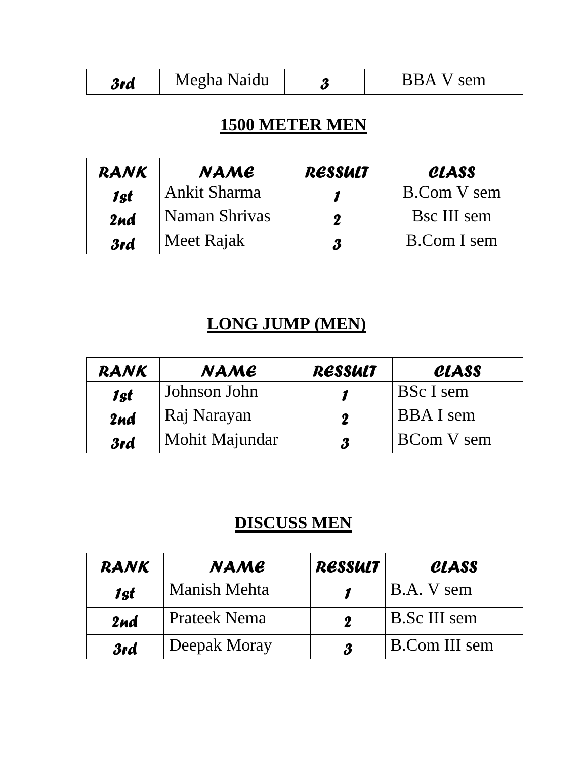| 3rd | Megha Naidu | 3 | BBA V sem |
|---|---|---|---|

**1500 METER MEN**

| RANK | NAME | RESSULT | CLASS |
|---|---|---|---|
| 1st | Ankit Sharma | 1 | B.Com V sem |
| 2nd | Naman Shrivas | 2 | Bsc III sem |
| 3rd | Meet Rajak | 3 | B.Com I sem |

**LONG JUMP (MEN)**

| RANK | NAME | RESSULT | CLASS |
|---|---|---|---|
| 1st | Johnson John | 1 | BSc I sem |
| 2nd | Raj Narayan | 2 | BBA I sem |
| 3rd | Mohit Majundar | 3 | BCom V sem |

**DISCUSS MEN**

| RANK | NAME | RESSULT | CLASS |
|---|---|---|---|
| 1st | Manish Mehta | 1 | B.A. V sem |
| 2nd | Prateek Nema | 2 | B.Sc III sem |
| 3rd | Deepak Moray | 3 | B.Com III sem |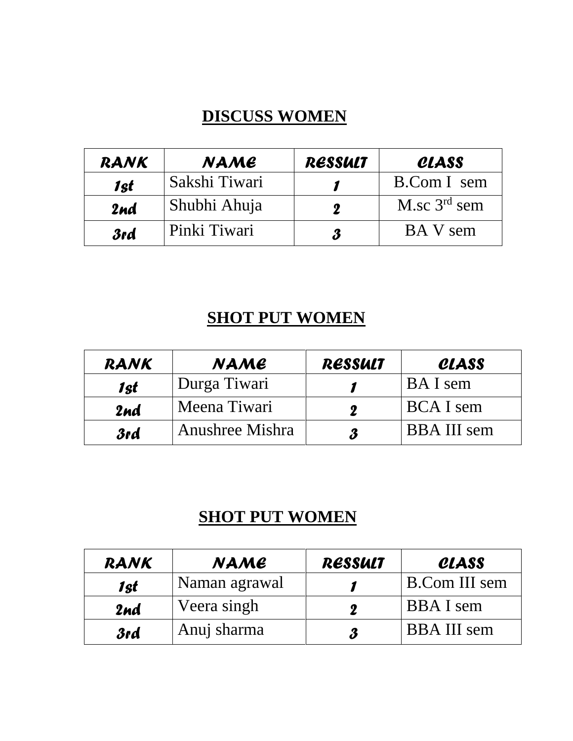## DISCUSS WOMEN

| RANK | NAME | RESSULT | CLASS |
|---|---|---|---|
| 1st | Sakshi Tiwari | 1 | B.Com I sem |
| 2nd | Shubhi Ahuja | 2 | M.sc 3rd sem |
| 3rd | Pinki Tiwari | 3 | BA V sem |

## SHOT PUT WOMEN

| RANK | NAME | RESSULT | CLASS |
|---|---|---|---|
| 1st | Durga Tiwari | 1 | BA I sem |
| 2nd | Meena Tiwari | 2 | BCA I sem |
| 3rd | Anushree Mishra | 3 | BBA III sem |

## SHOT PUT WOMEN

| RANK | NAME | RESSULT | CLASS |
|---|---|---|---|
| 1st | Naman agrawal | 1 | B.Com III sem |
| 2nd | Veera singh | 2 | BBA I sem |
| 3rd | Anuj sharma | 3 | BBA III sem |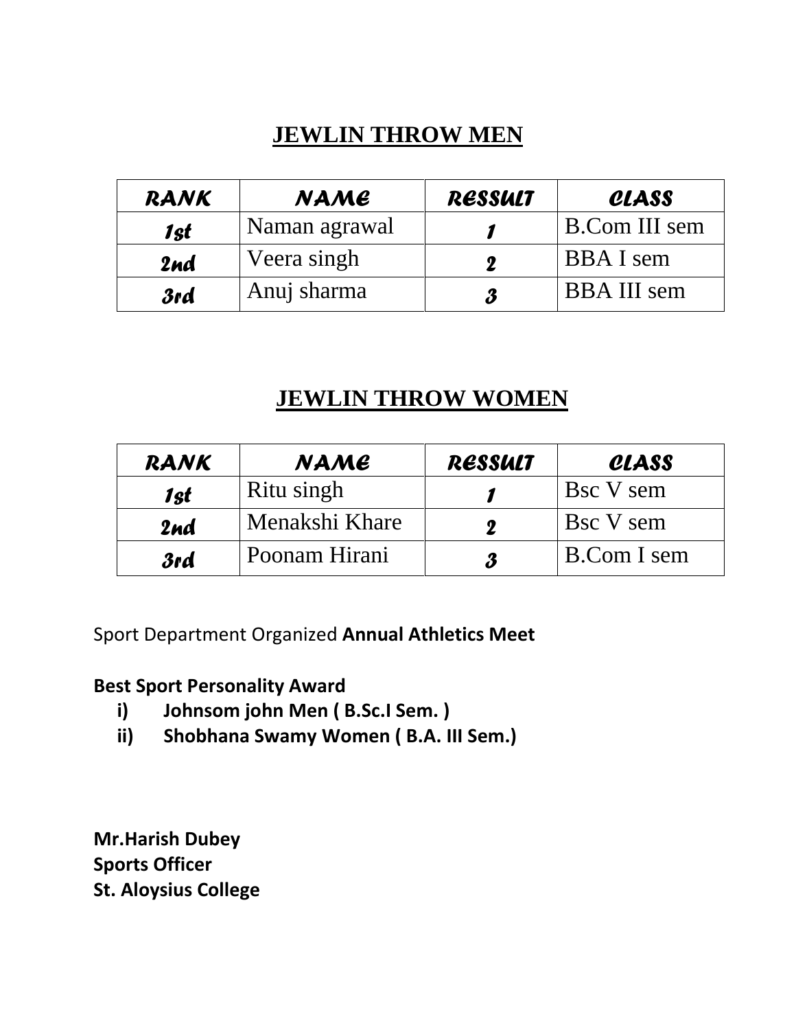## JEWLIN THROW MEN

| RANK | NAME | RESSULT | CLASS |
|---|---|---|---|
| 1st | Naman agrawal | 1 | B.Com III sem |
| 2nd | Veera singh | 2 | BBA I sem |
| 3rd | Anuj sharma | 3 | BBA III sem |

## JEWLIN THROW WOMEN

| RANK | NAME | RESSULT | CLASS |
|---|---|---|---|
| 1st | Ritu singh | 1 | Bsc V sem |
| 2nd | Menakshi Khare | 2 | Bsc V sem |
| 3rd | Poonam Hirani | 3 | B.Com I sem |

Sport Department Organized **Annual Athletics Meet**

**Best Sport Personality Award**

- **i) Johnsom john Men ( B.Sc.I Sem. )**
- **ii) Shobhana Swamy Women ( B.A. III Sem.)**

**Mr.Harish Dubey**
**Sports Officer**
**St. Aloysius College**